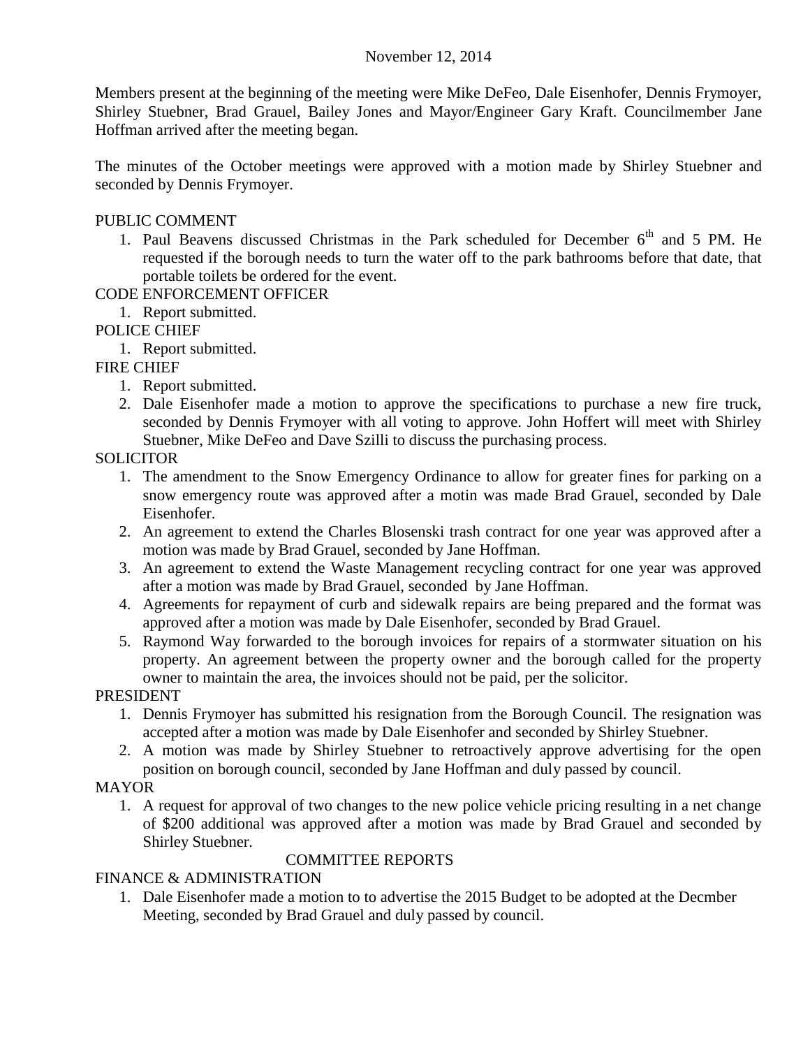November 12, 2014

Members present at the beginning of the meeting were Mike DeFeo, Dale Eisenhofer, Dennis Frymoyer, Shirley Stuebner, Brad Grauel, Bailey Jones and Mayor/Engineer Gary Kraft. Councilmember Jane Hoffman arrived after the meeting began.

The minutes of the October meetings were approved with a motion made by Shirley Stuebner and seconded by Dennis Frymoyer.

PUBLIC COMMENT

1. Paul Beavens discussed Christmas in the Park scheduled for December 6th and 5 PM. He requested if the borough needs to turn the water off to the park bathrooms before that date, that portable toilets be ordered for the event.

CODE ENFORCEMENT OFFICER

1. Report submitted.

POLICE CHIEF

1. Report submitted.

FIRE CHIEF

1. Report submitted.
2. Dale Eisenhofer made a motion to approve the specifications to purchase a new fire truck, seconded by Dennis Frymoyer with all voting to approve. John Hoffert will meet with Shirley Stuebner, Mike DeFeo and Dave Szilli to discuss the purchasing process.

SOLICITOR

1. The amendment to the Snow Emergency Ordinance to allow for greater fines for parking on a snow emergency route was approved after a motin was made Brad Grauel, seconded by Dale Eisenhofer.
2. An agreement to extend the Charles Blosenski trash contract for one year was approved after a motion was made by Brad Grauel, seconded by Jane Hoffman.
3. An agreement to extend the Waste Management recycling contract for one year was approved after a motion was made by Brad Grauel, seconded by Jane Hoffman.
4. Agreements for repayment of curb and sidewalk repairs are being prepared and the format was approved after a motion was made by Dale Eisenhofer, seconded by Brad Grauel.
5. Raymond Way forwarded to the borough invoices for repairs of a stormwater situation on his property. An agreement between the property owner and the borough called for the property owner to maintain the area, the invoices should not be paid, per the solicitor.

PRESIDENT

1. Dennis Frymoyer has submitted his resignation from the Borough Council. The resignation was accepted after a motion was made by Dale Eisenhofer and seconded by Shirley Stuebner.
2. A motion was made by Shirley Stuebner to retroactively approve advertising for the open position on borough council, seconded by Jane Hoffman and duly passed by council.

MAYOR

1. A request for approval of two changes to the new police vehicle pricing resulting in a net change of $200 additional was approved after a motion was made by Brad Grauel and seconded by Shirley Stuebner.

COMMITTEE REPORTS

FINANCE & ADMINISTRATION

1. Dale Eisenhofer made a motion to to advertise the 2015 Budget to be adopted at the Decmber Meeting, seconded by Brad Grauel and duly passed by council.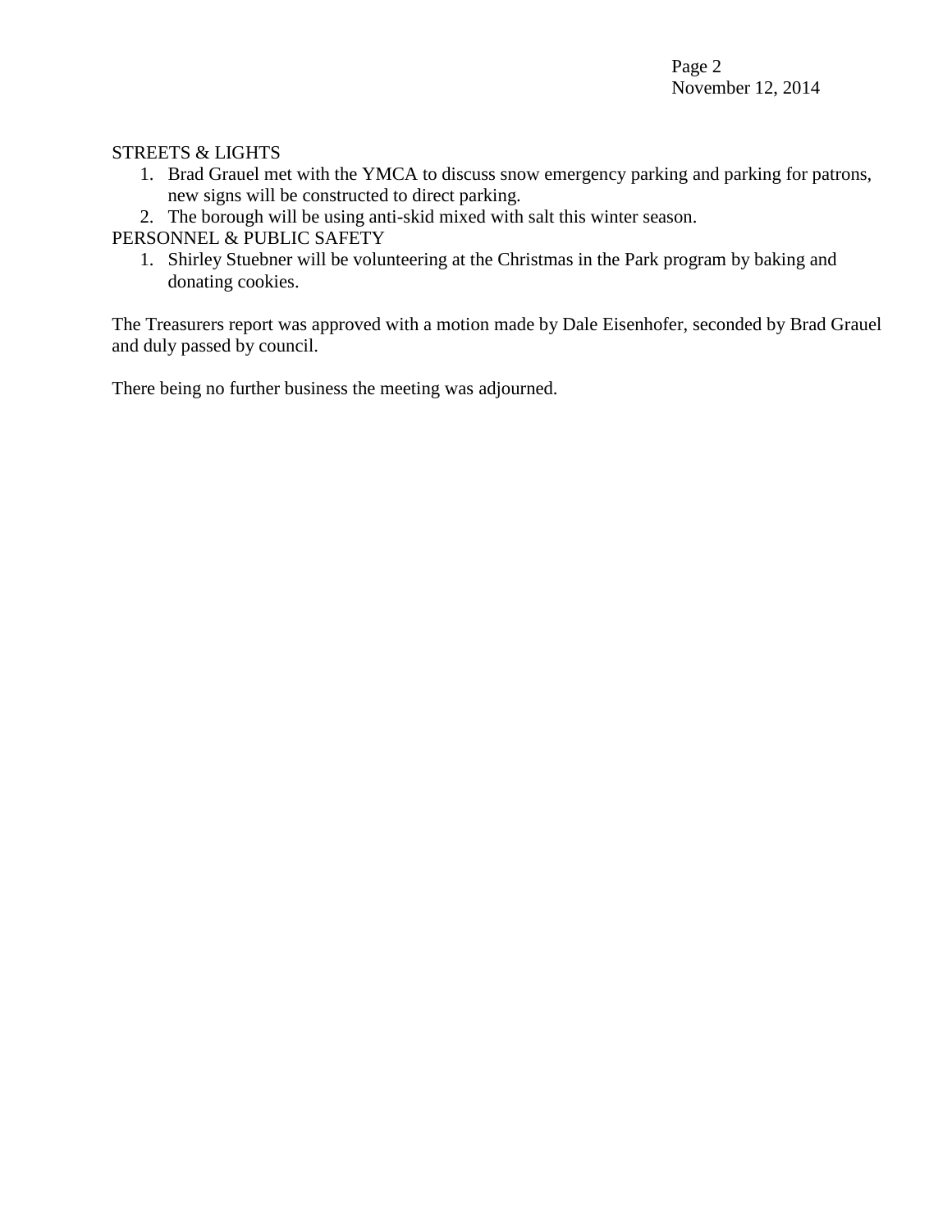STREETS & LIGHTS

1. Brad Grauel met with the YMCA to discuss snow emergency parking and parking for patrons, new signs will be constructed to direct parking.
2. The borough will be using anti-skid mixed with salt this winter season.

PERSONNEL & PUBLIC SAFETY

1. Shirley Stuebner will be volunteering at the Christmas in the Park program by baking and donating cookies.

The Treasurers report was approved with a motion made by Dale Eisenhofer, seconded by Brad Grauel and duly passed by council.

There being no further business the meeting was adjourned.